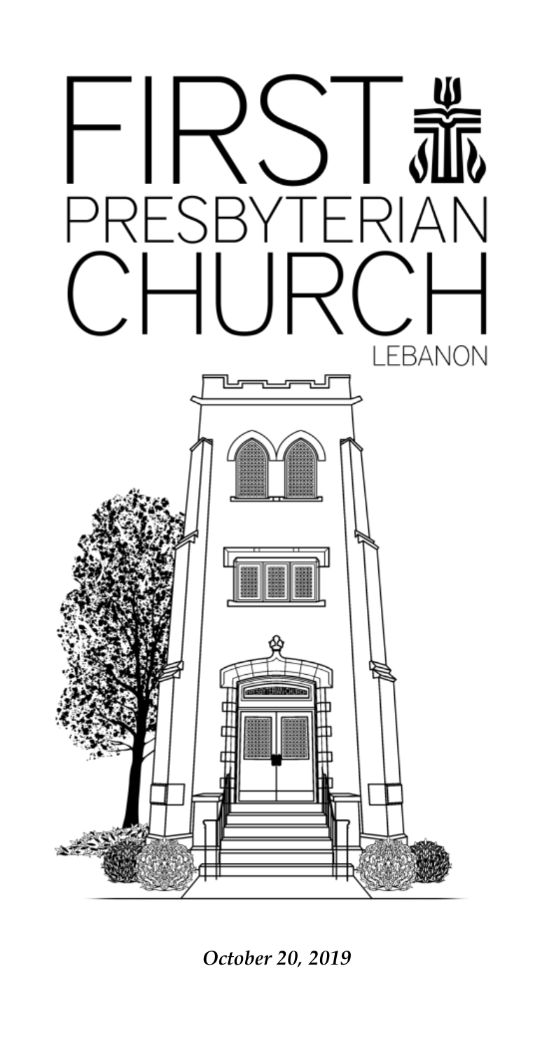# FIRST PRESBYTERIAN CHURCH

LEBANON

*October 20, 2019*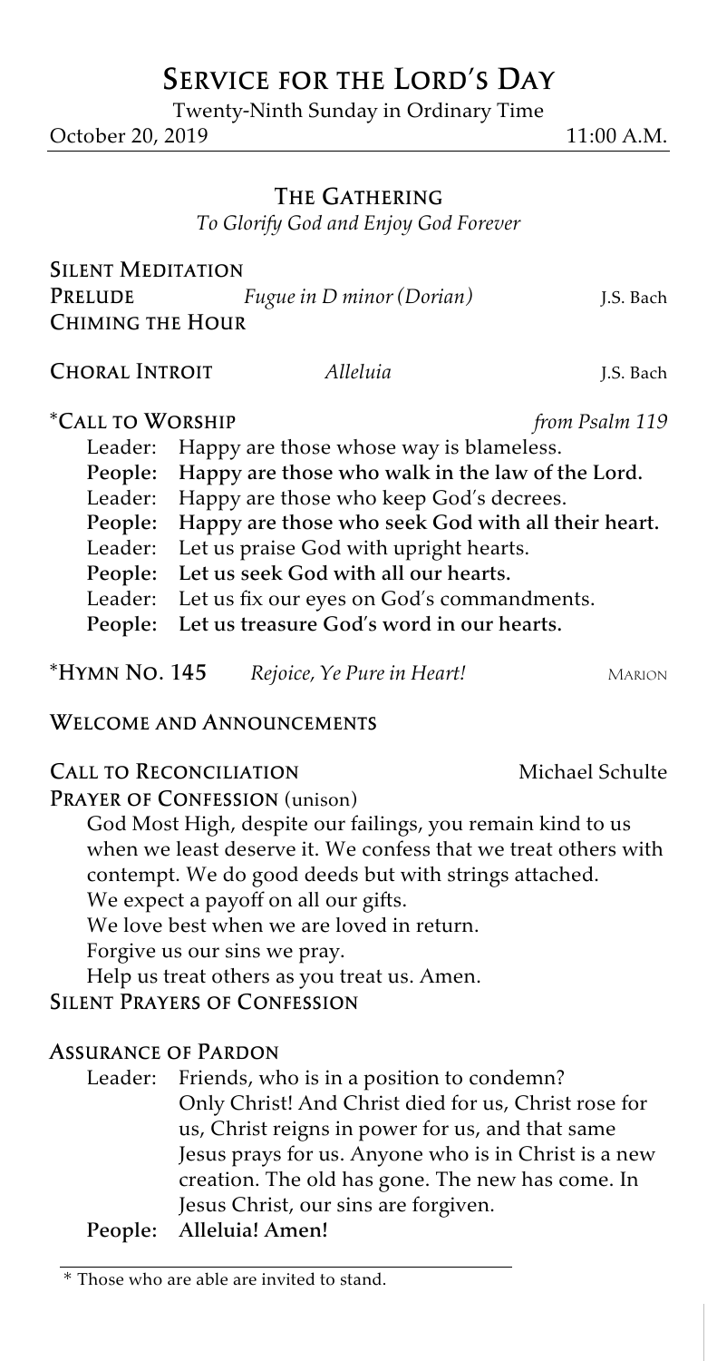# Service for the Lord's Day

Twenty-Ninth Sunday in Ordinary Time

October 20, 2019 11:00 A.M.

## The Gathering

*To Glorify God and Enjoy God Forever*

**Silent Meditation**

**Prelude** *Fugue in D minor (Dorian)* J.S. Bach

**Chiming the Hour**

**Choral Introit** *Alleluia* J.S. Bach

**\*Call to Worship** *from Psalm 119*

Leader: Happy are those whose way is blameless.
**People: Happy are those who walk in the law of the Lord.**
Leader: Happy are those who keep God's decrees.
**People: Happy are those who seek God with all their heart.**
Leader: Let us praise God with upright hearts.
**People: Let us seek God with all our hearts.**
Leader: Let us fix our eyes on God's commandments.
**People: Let us treasure God's word in our hearts.**

**\*Hymn No. 145** *Rejoice, Ye Pure in Heart!* Marion

**Welcome and Announcements**

**Call to Reconciliation** Michael Schulte

**Prayer of Confession** (unison)

God Most High, despite our failings, you remain kind to us when we least deserve it. We confess that we treat others with contempt. We do good deeds but with strings attached.
We expect a payoff on all our gifts.
We love best when we are loved in return.
Forgive us our sins we pray.
Help us treat others as you treat us. Amen.

**Silent Prayers of Confession**

**Assurance of Pardon**

Leader: Friends, who is in a position to condemn? Only Christ! And Christ died for us, Christ rose for us, Christ reigns in power for us, and that same Jesus prays for us. Anyone who is in Christ is a new creation. The old has gone. The new has come. In Jesus Christ, our sins are forgiven.
**People: Alleluia! Amen!**

\* Those who are able are invited to stand.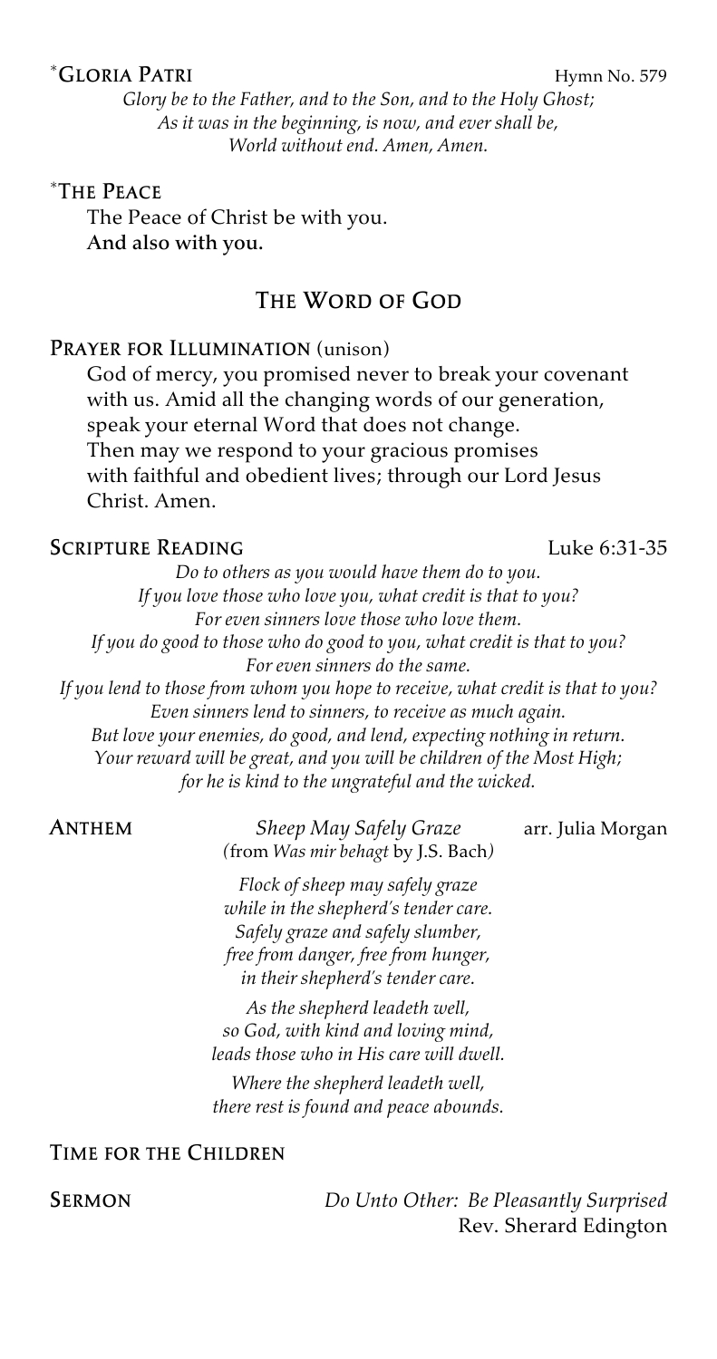**\*GLORIA PATRI** Hymn No. 579

*Glory be to the Father, and to the Son, and to the Holy Ghost;*
*As it was in the beginning, is now, and ever shall be,*
*World without end. Amen, Amen.*

**\*THE PEACE**

The Peace of Christ be with you.
**And also with you.**

## THE WORD OF GOD

**PRAYER FOR ILLUMINATION** (unison)

God of mercy, you promised never to break your covenant with us. Amid all the changing words of our generation, speak your eternal Word that does not change. Then may we respond to your gracious promises with faithful and obedient lives; through our Lord Jesus Christ. Amen.

**SCRIPTURE READING** Luke 6:31-35

*Do to others as you would have them do to you.*
*If you love those who love you, what credit is that to you?*
*For even sinners love those who love them.*
*If you do good to those who do good to you, what credit is that to you?*
*For even sinners do the same.*
*If you lend to those from whom you hope to receive, what credit is that to you?*
*Even sinners lend to sinners, to receive as much again.*
*But love your enemies, do good, and lend, expecting nothing in return.*
*Your reward will be great, and you will be children of the Most High;*
*for he is kind to the ungrateful and the wicked.*

**ANTHEM** *Sheep May Safely Graze* arr. Julia Morgan
(from *Was mir behagt* by J.S. Bach)

*Flock of sheep may safely graze*
*while in the shepherd's tender care.*
*Safely graze and safely slumber,*
*free from danger, free from hunger,*
*in their shepherd's tender care.*

*As the shepherd leadeth well,*
*so God, with kind and loving mind,*
*leads those who in His care will dwell.*

*Where the shepherd leadeth well,*
*there rest is found and peace abounds.*

**TIME FOR THE CHILDREN**

**SERMON** *Do Unto Other: Be Pleasantly Surprised*
Rev. Sherard Edington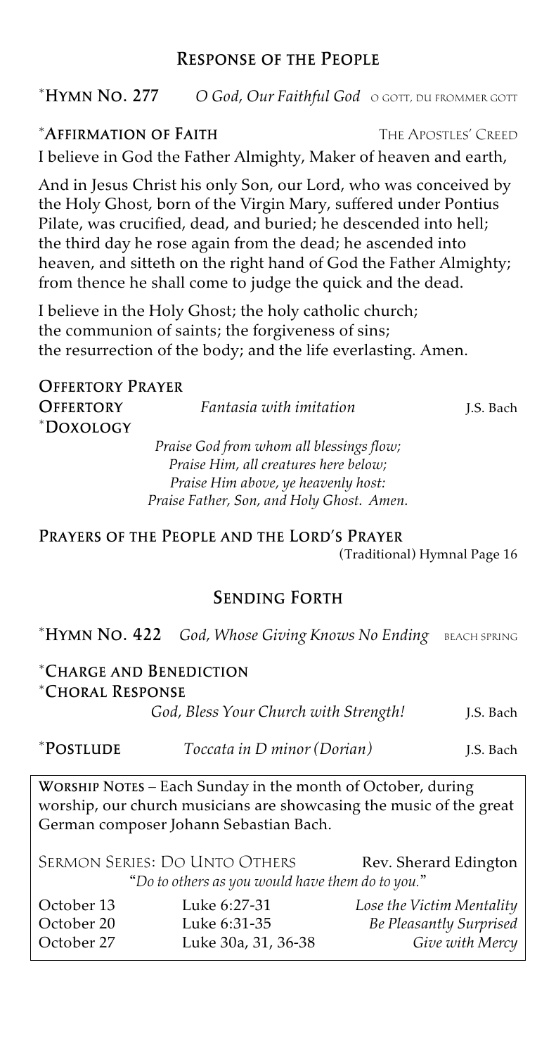## Response of the People

*Hymn No. 277 *O God, Our Faithful God* O GOTT, DU FROMMER GOTT

*Affirmation of Faith — The Apostles' Creed

I believe in God the Father Almighty, Maker of heaven and earth,

And in Jesus Christ his only Son, our Lord, who was conceived by the Holy Ghost, born of the Virgin Mary, suffered under Pontius Pilate, was crucified, dead, and buried; he descended into hell; the third day he rose again from the dead; he ascended into heaven, and sitteth on the right hand of God the Father Almighty; from thence he shall come to judge the quick and the dead.

I believe in the Holy Ghost; the holy catholic church;
the communion of saints; the forgiveness of sins;
the resurrection of the body; and the life everlasting. Amen.

Offertory Prayer

Offertory *Fantasia with imitation* J.S. Bach

*Doxology

*Praise God from whom all blessings flow;*
*Praise Him, all creatures here below;*
*Praise Him above, ye heavenly host:*
*Praise Father, Son, and Holy Ghost. Amen.*

Prayers of the People and the Lord's Prayer
(Traditional) Hymnal Page 16

## Sending Forth

*Hymn No. 422 *God, Whose Giving Knows No Ending* BEACH SPRING

*Charge and Benediction

*Choral Response
*God, Bless Your Church with Strength!* J.S. Bach

*Postlude *Toccata in D minor (Dorian)* J.S. Bach

---

Worship Notes – Each Sunday in the month of October, during worship, our church musicians are showcasing the music of the great German composer Johann Sebastian Bach.

Sermon Series: Do Unto Others — Rev. Sherard Edington
"*Do to others as you would have them do to you.*"

| | | |
|---|---|---|
| October 13 | Luke 6:27-31 | *Lose the Victim Mentality* |
| October 20 | Luke 6:31-35 | *Be Pleasantly Surprised* |
| October 27 | Luke 30a, 31, 36-38 | *Give with Mercy* |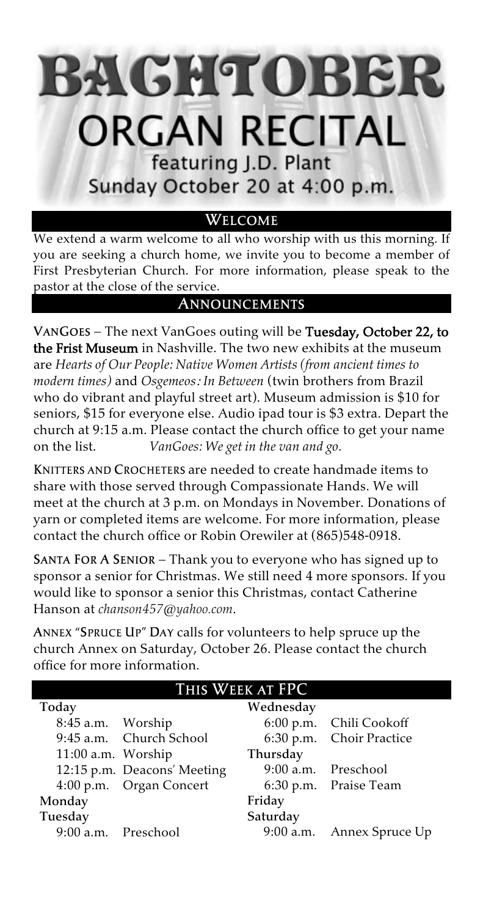# BACHTOBER

## ORGAN RECITAL

featuring J.D. Plant

Sunday October 20 at 4:00 p.m.

## Welcome

We extend a warm welcome to all who worship with us this morning. If you are seeking a church home, we invite you to become a member of First Presbyterian Church. For more information, please speak to the pastor at the close of the service.

## Announcements

**VanGoes** – The next VanGoes outing will be **Tuesday, October 22, to the Frist Museum** in Nashville. The two new exhibits at the museum are *Hearts of Our People: Native Women Artists (from ancient times to modern times)* and *Osgemeos: In Between* (twin brothers from Brazil who do vibrant and playful street art). Museum admission is $10 for seniors, $15 for everyone else. Audio ipad tour is $3 extra. Depart the church at 9:15 a.m. Please contact the church office to get your name on the list. *VanGoes: We get in the van and go.*

**Knitters and Crocheters** are needed to create handmade items to share with those served through Compassionate Hands. We will meet at the church at 3 p.m. on Mondays in November. Donations of yarn or completed items are welcome. For more information, please contact the church office or Robin Orewiler at (865)548-0918.

**Santa For A Senior** – Thank you to everyone who has signed up to sponsor a senior for Christmas. We still need 4 more sponsors. If you would like to sponsor a senior this Christmas, contact Catherine Hanson at *chanson457@yahoo.com*.

**Annex "Spruce Up" Day** calls for volunteers to help spruce up the church Annex on Saturday, October 26. Please contact the church office for more information.

## This Week at FPC

**Today**
- 8:45 a.m. Worship
- 9:45 a.m. Church School
- 11:00 a.m. Worship
- 12:15 p.m. Deacons' Meeting
- 4:00 p.m. Organ Concert

**Monday**

**Tuesday**
- 9:00 a.m. Preschool

**Wednesday**
- 6:00 p.m. Chili Cookoff
- 6:30 p.m. Choir Practice

**Thursday**
- 9:00 a.m. Preschool
- 6:30 p.m. Praise Team

**Friday**

**Saturday**
- 9:00 a.m. Annex Spruce Up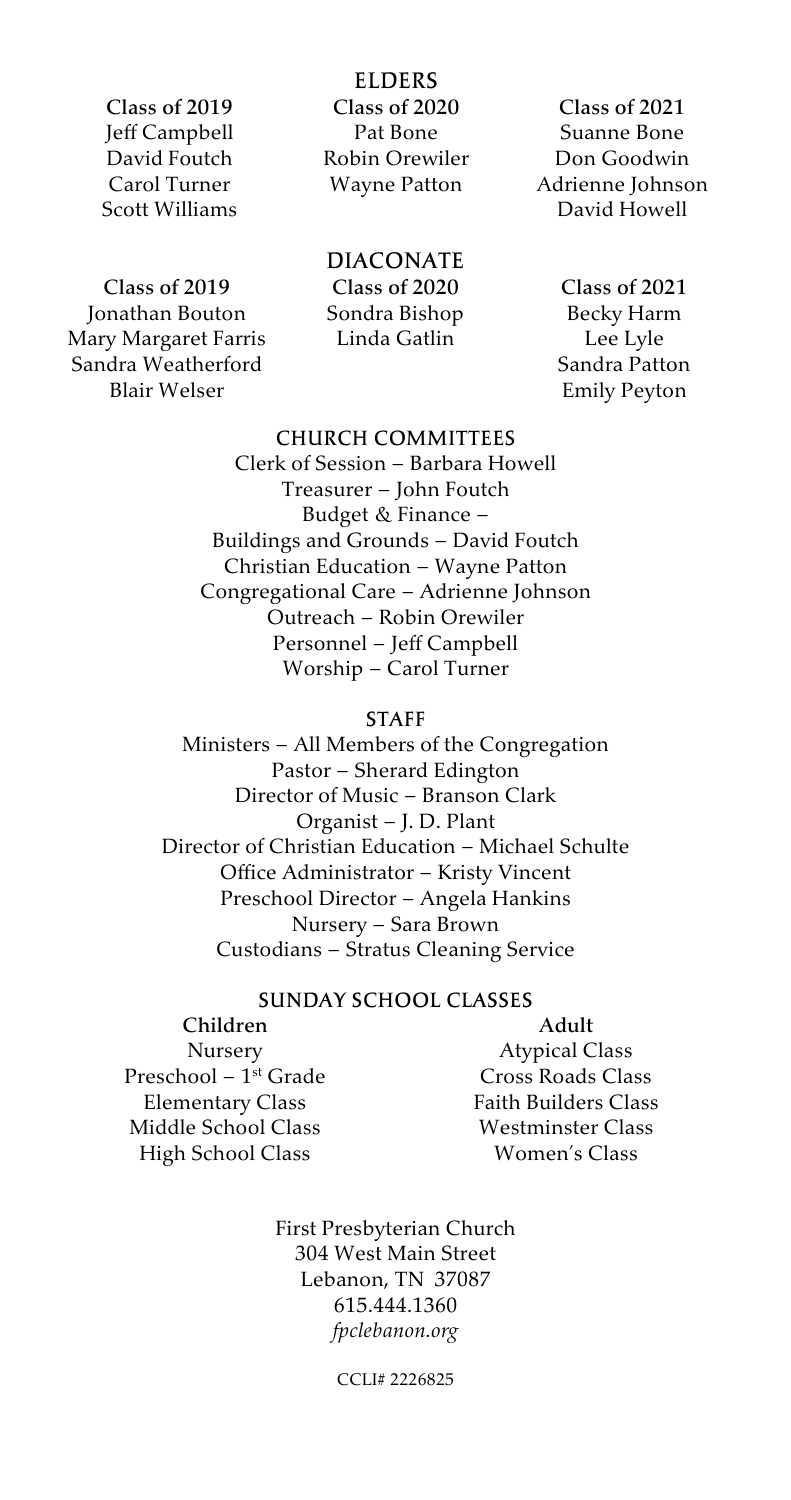## ELDERS

**Class of 2019**
Jeff Campbell
David Foutch
Carol Turner
Scott Williams

**Class of 2020**
Pat Bone
Robin Orewiler
Wayne Patton

**Class of 2021**
Suanne Bone
Don Goodwin
Adrienne Johnson
David Howell

## DIACONATE

**Class of 2019**
Jonathan Bouton
Mary Margaret Farris
Sandra Weatherford
Blair Welser

**Class of 2020**
Sondra Bishop
Linda Gatlin

**Class of 2021**
Becky Harm
Lee Lyle
Sandra Patton
Emily Peyton

## CHURCH COMMITTEES

Clerk of Session – Barbara Howell
Treasurer – John Foutch
Budget & Finance –
Buildings and Grounds – David Foutch
Christian Education – Wayne Patton
Congregational Care – Adrienne Johnson
Outreach – Robin Orewiler
Personnel – Jeff Campbell
Worship – Carol Turner

## STAFF

Ministers – All Members of the Congregation
Pastor – Sherard Edington
Director of Music – Branson Clark
Organist – J. D. Plant
Director of Christian Education – Michael Schulte
Office Administrator – Kristy Vincent
Preschool Director – Angela Hankins
Nursery – Sara Brown
Custodians – Stratus Cleaning Service

## SUNDAY SCHOOL CLASSES

**Children**
Nursery
Preschool – 1st Grade
Elementary Class
Middle School Class
High School Class

**Adult**
Atypical Class
Cross Roads Class
Faith Builders Class
Westminster Class
Women's Class

First Presbyterian Church
304 West Main Street
Lebanon, TN 37087
615.444.1360
*fpclebanon.org*

CCLI# 2226825